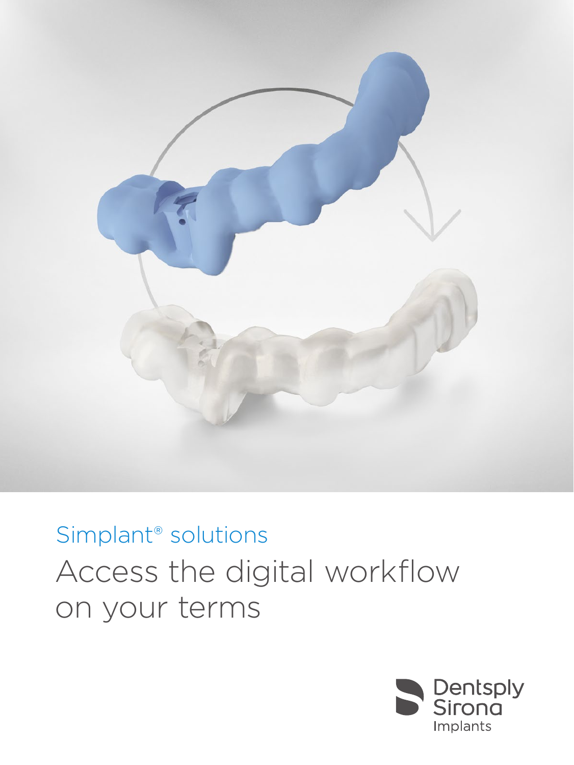Simplant® solutions

# Access the digital workflow on your terms

Dentsply Sirona
Implants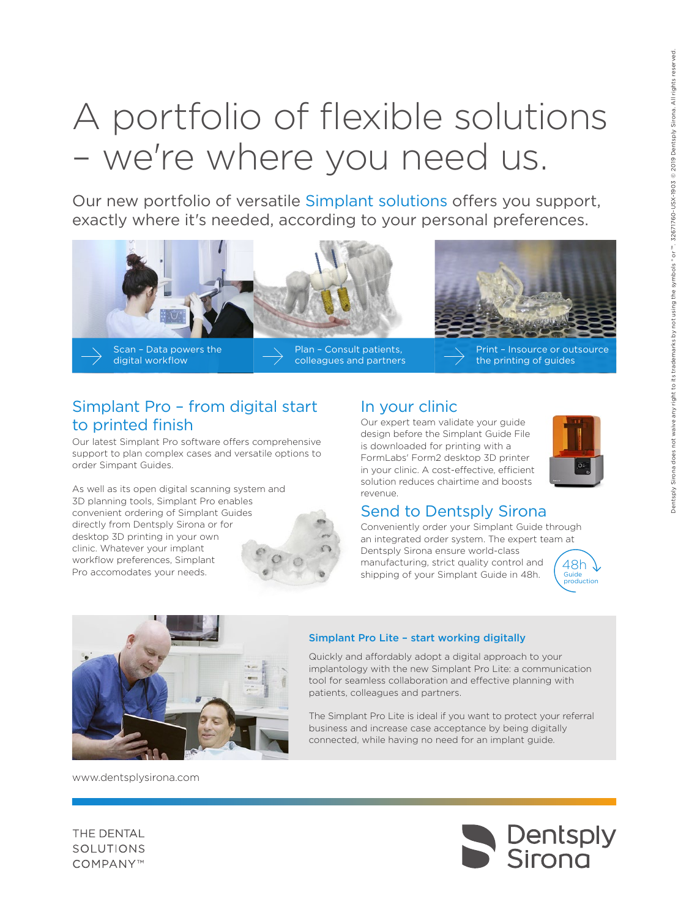# A portfolio of flexible solutions – we're where you need us.

Our new portfolio of versatile Simplant solutions offers you support, exactly where it's needed, according to your personal preferences.

Scan – Data powers the digital workflow

Plan – Consult patients, colleagues and partners

Print – Insource or outsource the printing of guides

## Simplant Pro – from digital start to printed finish

Our latest Simplant Pro software offers comprehensive support to plan complex cases and versatile options to order Simpant Guides.

As well as its open digital scanning system and 3D planning tools, Simplant Pro enables convenient ordering of Simplant Guides directly from Dentsply Sirona or for desktop 3D printing in your own clinic. Whatever your implant workflow preferences, Simplant Pro accomodates your needs.

## In your clinic

Our expert team validate your guide design before the Simplant Guide File is downloaded for printing with a FormLabs' Form2 desktop 3D printer in your clinic. A cost-effective, efficient solution reduces chairtime and boosts revenue.

## Send to Dentsply Sirona

Conveniently order your Simplant Guide through an integrated order system. The expert team at Dentsply Sirona ensure world-class manufacturing, strict quality control and shipping of your Simplant Guide in 48h.

48h Guide production

### Simplant Pro Lite – start working digitally

Quickly and affordably adopt a digital approach to your implantology with the new Simplant Pro Lite: a communication tool for seamless collaboration and effective planning with patients, colleagues and partners.

The Simplant Pro Lite is ideal if you want to protect your referral business and increase case acceptance by being digitally connected, while having no need for an implant guide.

www.dentsplysirona.com

THE DENTAL SOLUTIONS COMPANY™

Dentsply Sirona

Dentsply Sirona does not waive any right to its trademarks by not using the symbols ® or ™. 32671760-USX-1903 © 2019 Dentsply Sirona. All rights reserved.